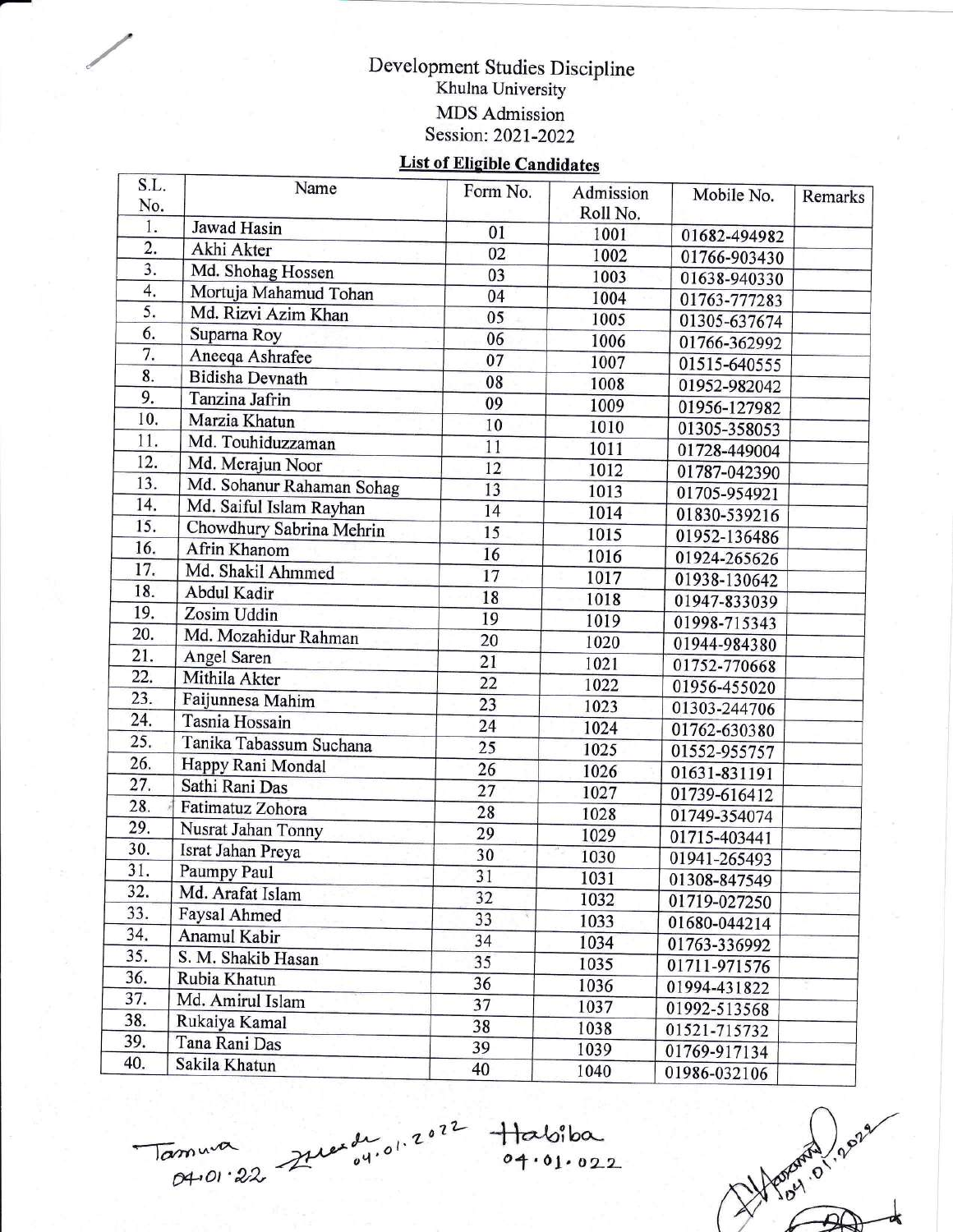# Development Studies Discipline

Khulna University

MDS Admission

Session: 2021-2022

## List of Eligible Candidates

| S.L. No. | Name | Form No. | Admission Roll No. | Mobile No. | Remarks |
|---|---|---|---|---|---|
| 1. | Jawad Hasin | 01 | 1001 | 01682-494982 | |
| 2. | Akhi Akter | 02 | 1002 | 01766-903430 | |
| 3. | Md. Shohag Hossen | 03 | 1003 | 01638-940330 | |
| 4. | Mortuja Mahamud Tohan | 04 | 1004 | 01763-777283 | |
| 5. | Md. Rizvi Azim Khan | 05 | 1005 | 01305-637674 | |
| 6. | Suparna Roy | 06 | 1006 | 01766-362992 | |
| 7. | Aneeqa Ashrafee | 07 | 1007 | 01515-640555 | |
| 8. | Bidisha Devnath | 08 | 1008 | 01952-982042 | |
| 9. | Tanzina Jafrin | 09 | 1009 | 01956-127982 | |
| 10. | Marzia Khatun | 10 | 1010 | 01305-358053 | |
| 11. | Md. Touhiduzzaman | 11 | 1011 | 01728-449004 | |
| 12. | Md. Merajun Noor | 12 | 1012 | 01787-042390 | |
| 13. | Md. Sohanur Rahaman Sohag | 13 | 1013 | 01705-954921 | |
| 14. | Md. Saiful Islam Rayhan | 14 | 1014 | 01830-539216 | |
| 15. | Chowdhury Sabrina Mehrin | 15 | 1015 | 01952-136486 | |
| 16. | Afrin Khanom | 16 | 1016 | 01924-265626 | |
| 17. | Md. Shakil Ahmmed | 17 | 1017 | 01938-130642 | |
| 18. | Abdul Kadir | 18 | 1018 | 01947-833039 | |
| 19. | Zosim Uddin | 19 | 1019 | 01998-715343 | |
| 20. | Md. Mozahidur Rahman | 20 | 1020 | 01944-984380 | |
| 21. | Angel Saren | 21 | 1021 | 01752-770668 | |
| 22. | Mithila Akter | 22 | 1022 | 01956-455020 | |
| 23. | Faijunnesa Mahim | 23 | 1023 | 01303-244706 | |
| 24. | Tasnia Hossain | 24 | 1024 | 01762-630380 | |
| 25. | Tanika Tabassum Suchana | 25 | 1025 | 01552-955757 | |
| 26. | Happy Rani Mondal | 26 | 1026 | 01631-831191 | |
| 27. | Sathi Rani Das | 27 | 1027 | 01739-616412 | |
| 28. | Fatimatuz Zohora | 28 | 1028 | 01749-354074 | |
| 29. | Nusrat Jahan Tonny | 29 | 1029 | 01715-403441 | |
| 30. | Israt Jahan Preya | 30 | 1030 | 01941-265493 | |
| 31. | Paumpy Paul | 31 | 1031 | 01308-847549 | |
| 32. | Md. Arafat Islam | 32 | 1032 | 01719-027250 | |
| 33. | Faysal Ahmed | 33 | 1033 | 01680-044214 | |
| 34. | Anamul Kabir | 34 | 1034 | 01763-336992 | |
| 35. | S. M. Shakib Hasan | 35 | 1035 | 01711-971576 | |
| 36. | Rubia Khatun | 36 | 1036 | 01994-431822 | |
| 37. | Md. Amirul Islam | 37 | 1037 | 01992-513568 | |
| 38. | Rukaiya Kamal | 38 | 1038 | 01521-715732 | |
| 39. | Tana Rani Das | 39 | 1039 | 01769-917134 | |
| 40. | Sakila Khatun | 40 | 1040 | 01986-032106 | |

Tamura 04.01.22 04.01.2022 Habiba 04.01.022 04.01.2022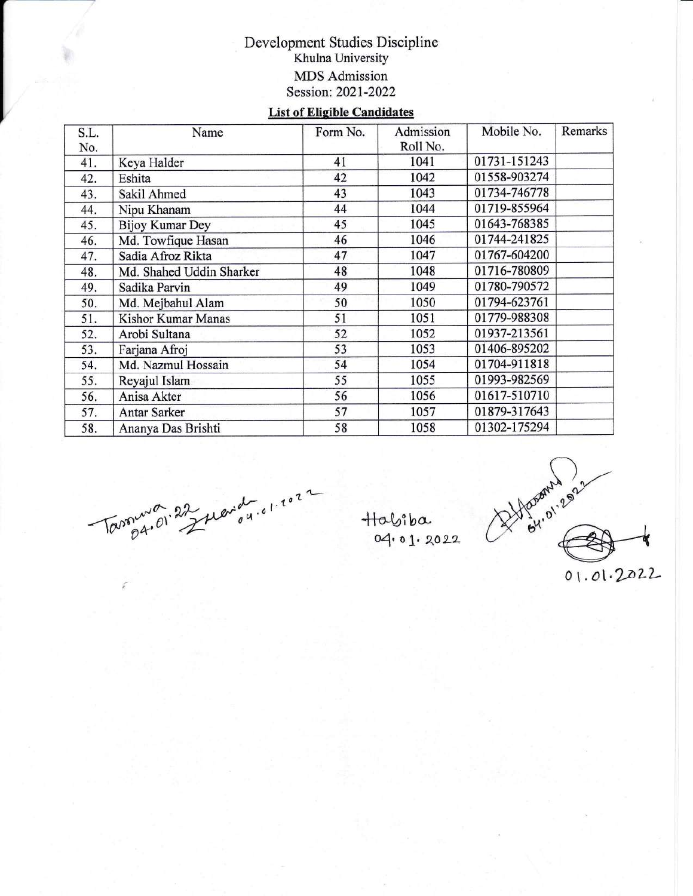# Development Studies Discipline

Khulna University

MDS Admission

Session: 2021-2022

**List of Eligible Candidates**

| S.L. No. | Name | Form No. | Admission Roll No. | Mobile No. | Remarks |
|---|---|---|---|---|---|
| 41. | Keya Halder | 41 | 1041 | 01731-151243 | |
| 42. | Eshita | 42 | 1042 | 01558-903274 | |
| 43. | Sakil Ahmed | 43 | 1043 | 01734-746778 | |
| 44. | Nipu Khanam | 44 | 1044 | 01719-855964 | |
| 45. | Bijoy Kumar Dey | 45 | 1045 | 01643-768385 | |
| 46. | Md. Towfique Hasan | 46 | 1046 | 01744-241825 | |
| 47. | Sadia Afroz Rikta | 47 | 1047 | 01767-604200 | |
| 48. | Md. Shahed Uddin Sharker | 48 | 1048 | 01716-780809 | |
| 49. | Sadika Parvin | 49 | 1049 | 01780-790572 | |
| 50. | Md. Mejbahul Alam | 50 | 1050 | 01794-623761 | |
| 51. | Kishor Kumar Manas | 51 | 1051 | 01779-988308 | |
| 52. | Arobi Sultana | 52 | 1052 | 01937-213561 | |
| 53. | Farjana Afroj | 53 | 1053 | 01406-895202 | |
| 54. | Md. Nazmul Hossain | 54 | 1054 | 01704-911818 | |
| 55. | Reyajul Islam | 55 | 1055 | 01993-982569 | |
| 56. | Anisa Akter | 56 | 1056 | 01617-510710 | |
| 57. | Antar Sarker | 57 | 1057 | 01879-317643 | |
| 58. | Ananya Das Brishti | 58 | 1058 | 01302-175294 | |

Tasnuva 04.01.22 Zahid 04.01.2022

Habiba 04.01.2022

Hasan 04.01.2022

01.01.2022